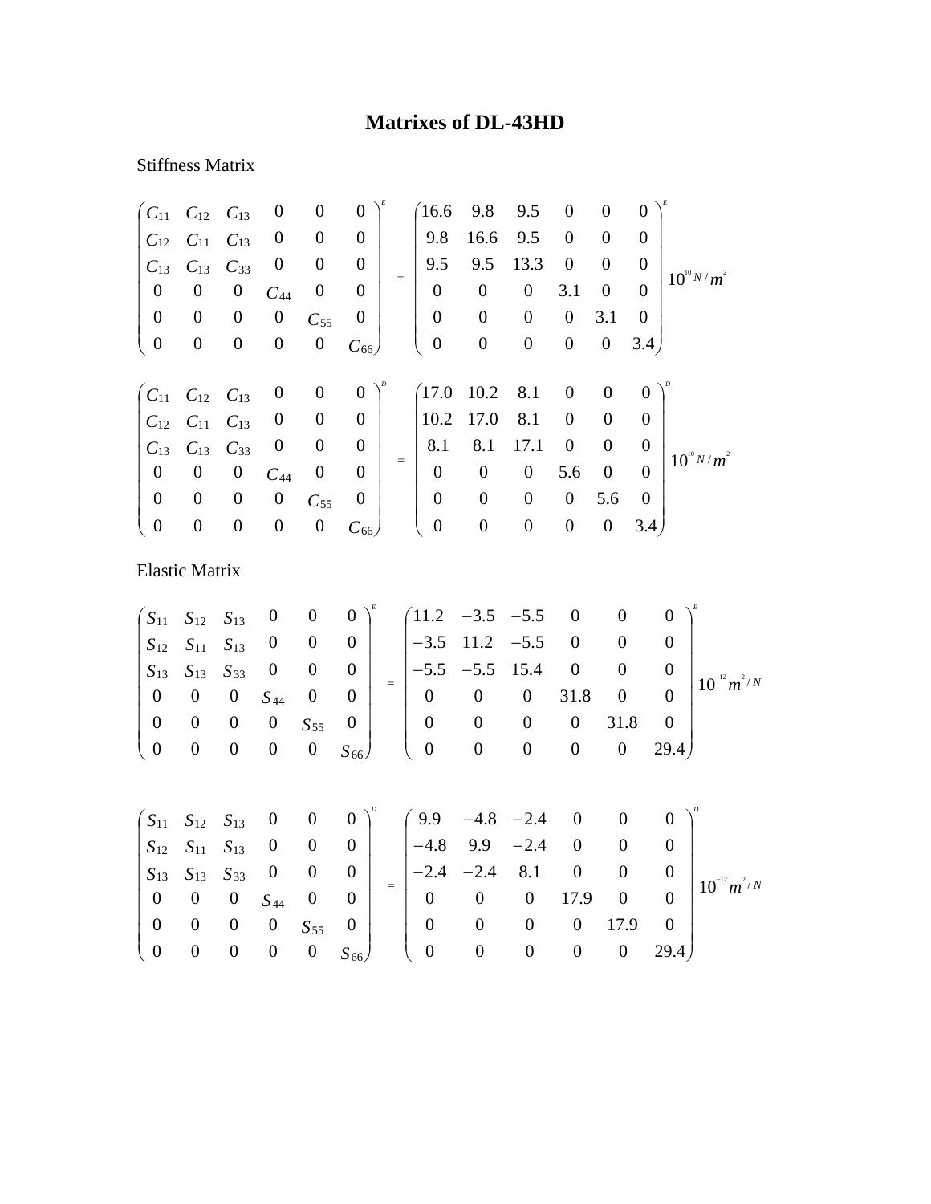# Matrixes of DL-43HD

Stiffness Matrix

$$
\begin{pmatrix} C_{11} & C_{12} & C_{13} & 0 & 0 & 0 \\ C_{12} & C_{11} & C_{13} & 0 & 0 & 0 \\ C_{13} & C_{13} & C_{33} & 0 & 0 & 0 \\ 0 & 0 & 0 & C_{44} & 0 & 0 \\ 0 & 0 & 0 & 0 & C_{55} & 0 \\ 0 & 0 & 0 & 0 & 0 & C_{66} \end{pmatrix}^E = \begin{pmatrix} 16.6 & 9.8 & 9.5 & 0 & 0 & 0 \\ 9.8 & 16.6 & 9.5 & 0 & 0 & 0 \\ 9.5 & 9.5 & 13.3 & 0 & 0 & 0 \\ 0 & 0 & 0 & 3.1 & 0 & 0 \\ 0 & 0 & 0 & 0 & 3.1 & 0 \\ 0 & 0 & 0 & 0 & 0 & 3.4 \end{pmatrix}^E 10^{10} N/m^2
$$

$$
\begin{pmatrix} C_{11} & C_{12} & C_{13} & 0 & 0 & 0 \\ C_{12} & C_{11} & C_{13} & 0 & 0 & 0 \\ C_{13} & C_{13} & C_{33} & 0 & 0 & 0 \\ 0 & 0 & 0 & C_{44} & 0 & 0 \\ 0 & 0 & 0 & 0 & C_{55} & 0 \\ 0 & 0 & 0 & 0 & 0 & C_{66} \end{pmatrix}^D = \begin{pmatrix} 17.0 & 10.2 & 8.1 & 0 & 0 & 0 \\ 10.2 & 17.0 & 8.1 & 0 & 0 & 0 \\ 8.1 & 8.1 & 17.1 & 0 & 0 & 0 \\ 0 & 0 & 0 & 5.6 & 0 & 0 \\ 0 & 0 & 0 & 0 & 5.6 & 0 \\ 0 & 0 & 0 & 0 & 0 & 3.4 \end{pmatrix}^D 10^{10} N/m^2
$$

Elastic Matrix

$$
\begin{pmatrix} S_{11} & S_{12} & S_{13} & 0 & 0 & 0 \\ S_{12} & S_{11} & S_{13} & 0 & 0 & 0 \\ S_{13} & S_{13} & S_{33} & 0 & 0 & 0 \\ 0 & 0 & 0 & S_{44} & 0 & 0 \\ 0 & 0 & 0 & 0 & S_{55} & 0 \\ 0 & 0 & 0 & 0 & 0 & S_{66} \end{pmatrix}^E = \begin{pmatrix} 11.2 & -3.5 & -5.5 & 0 & 0 & 0 \\ -3.5 & 11.2 & -5.5 & 0 & 0 & 0 \\ -5.5 & -5.5 & 15.4 & 0 & 0 & 0 \\ 0 & 0 & 0 & 31.8 & 0 & 0 \\ 0 & 0 & 0 & 0 & 31.8 & 0 \\ 0 & 0 & 0 & 0 & 0 & 29.4 \end{pmatrix}^E 10^{-12} m^2/N
$$

$$
\begin{pmatrix} S_{11} & S_{12} & S_{13} & 0 & 0 & 0 \\ S_{12} & S_{11} & S_{13} & 0 & 0 & 0 \\ S_{13} & S_{13} & S_{33} & 0 & 0 & 0 \\ 0 & 0 & 0 & S_{44} & 0 & 0 \\ 0 & 0 & 0 & 0 & S_{55} & 0 \\ 0 & 0 & 0 & 0 & 0 & S_{66} \end{pmatrix}^D = \begin{pmatrix} 9.9 & -4.8 & -2.4 & 0 & 0 & 0 \\ -4.8 & 9.9 & -2.4 & 0 & 0 & 0 \\ -2.4 & -2.4 & 8.1 & 0 & 0 & 0 \\ 0 & 0 & 0 & 17.9 & 0 & 0 \\ 0 & 0 & 0 & 0 & 17.9 & 0 \\ 0 & 0 & 0 & 0 & 0 & 29.4 \end{pmatrix}^D 10^{-12} m^2/N
$$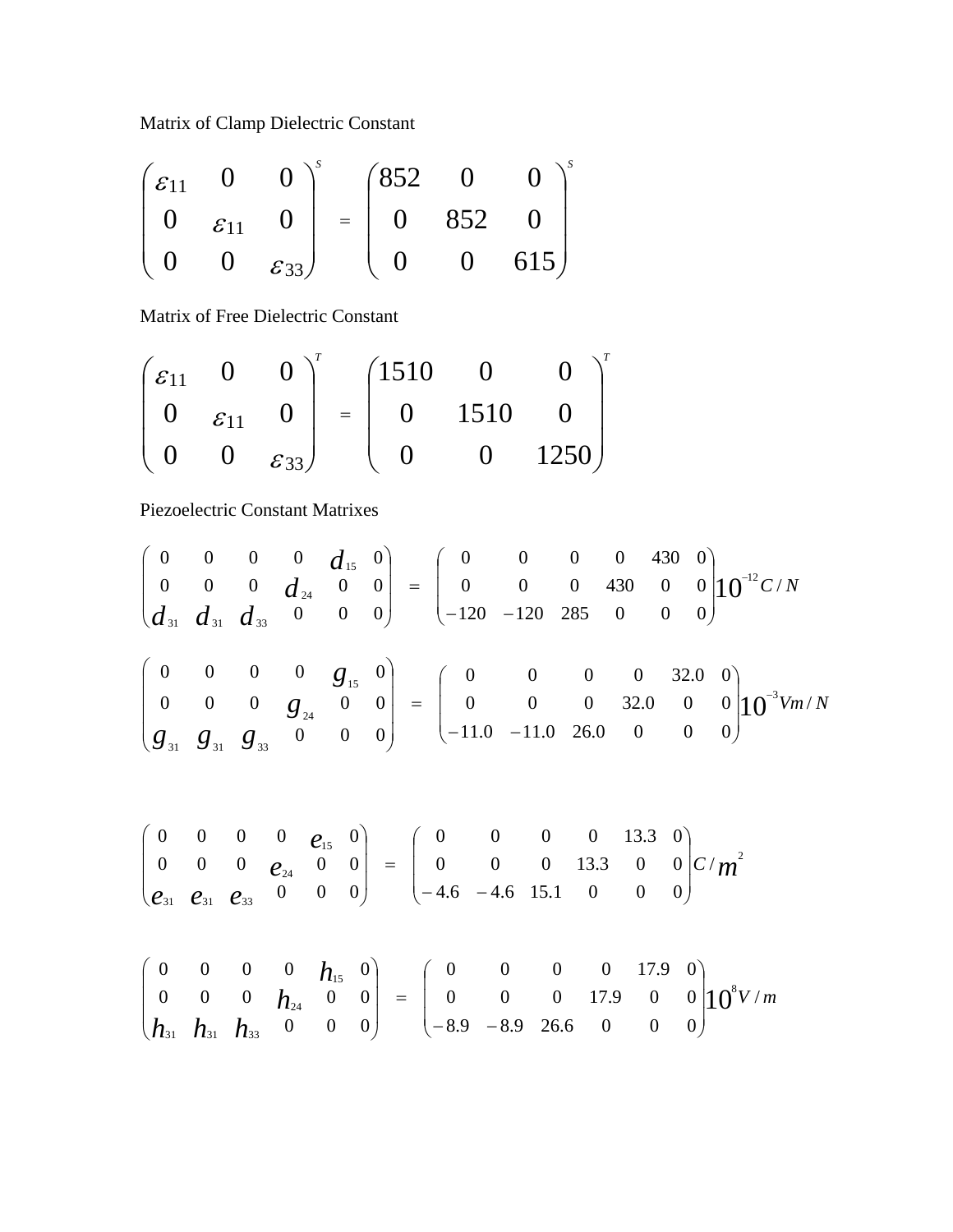Matrix of Clamp Dielectric Constant

$$\begin{pmatrix} \varepsilon_{11} & 0 & 0 \\ 0 & \varepsilon_{11} & 0 \\ 0 & 0 & \varepsilon_{33} \end{pmatrix}^{S} = \begin{pmatrix} 852 & 0 & 0 \\ 0 & 852 & 0 \\ 0 & 0 & 615 \end{pmatrix}^{S}$$

Matrix of Free Dielectric Constant

$$\begin{pmatrix} \varepsilon_{11} & 0 & 0 \\ 0 & \varepsilon_{11} & 0 \\ 0 & 0 & \varepsilon_{33} \end{pmatrix}^{T} = \begin{pmatrix} 1510 & 0 & 0 \\ 0 & 1510 & 0 \\ 0 & 0 & 1250 \end{pmatrix}^{T}$$

Piezoelectric Constant Matrixes

$$\begin{pmatrix} 0 & 0 & 0 & 0 & d_{15} & 0 \\ 0 & 0 & 0 & d_{24} & 0 & 0 \\ d_{31} & d_{31} & d_{33} & 0 & 0 & 0 \end{pmatrix} = \begin{pmatrix} 0 & 0 & 0 & 0 & 430 & 0 \\ 0 & 0 & 0 & 430 & 0 & 0 \\ -120 & -120 & 285 & 0 & 0 & 0 \end{pmatrix} 10^{-12} C/N$$

$$\begin{pmatrix} 0 & 0 & 0 & 0 & g_{15} & 0 \\ 0 & 0 & 0 & g_{24} & 0 & 0 \\ g_{31} & g_{31} & g_{33} & 0 & 0 & 0 \end{pmatrix} = \begin{pmatrix} 0 & 0 & 0 & 0 & 32.0 & 0 \\ 0 & 0 & 0 & 32.0 & 0 & 0 \\ -11.0 & -11.0 & 26.0 & 0 & 0 & 0 \end{pmatrix} 10^{-3} Vm/N$$

$$\begin{pmatrix} 0 & 0 & 0 & 0 & e_{15} & 0 \\ 0 & 0 & 0 & e_{24} & 0 & 0 \\ e_{31} & e_{31} & e_{33} & 0 & 0 & 0 \end{pmatrix} = \begin{pmatrix} 0 & 0 & 0 & 0 & 13.3 & 0 \\ 0 & 0 & 0 & 13.3 & 0 & 0 \\ -4.6 & -4.6 & 15.1 & 0 & 0 & 0 \end{pmatrix} C/m^{2}$$

$$\begin{pmatrix} 0 & 0 & 0 & 0 & h_{15} & 0 \\ 0 & 0 & 0 & h_{24} & 0 & 0 \\ h_{31} & h_{31} & h_{33} & 0 & 0 & 0 \end{pmatrix} = \begin{pmatrix} 0 & 0 & 0 & 0 & 17.9 & 0 \\ 0 & 0 & 0 & 17.9 & 0 & 0 \\ -8.9 & -8.9 & 26.6 & 0 & 0 & 0 \end{pmatrix} 10^{8} V/m$$